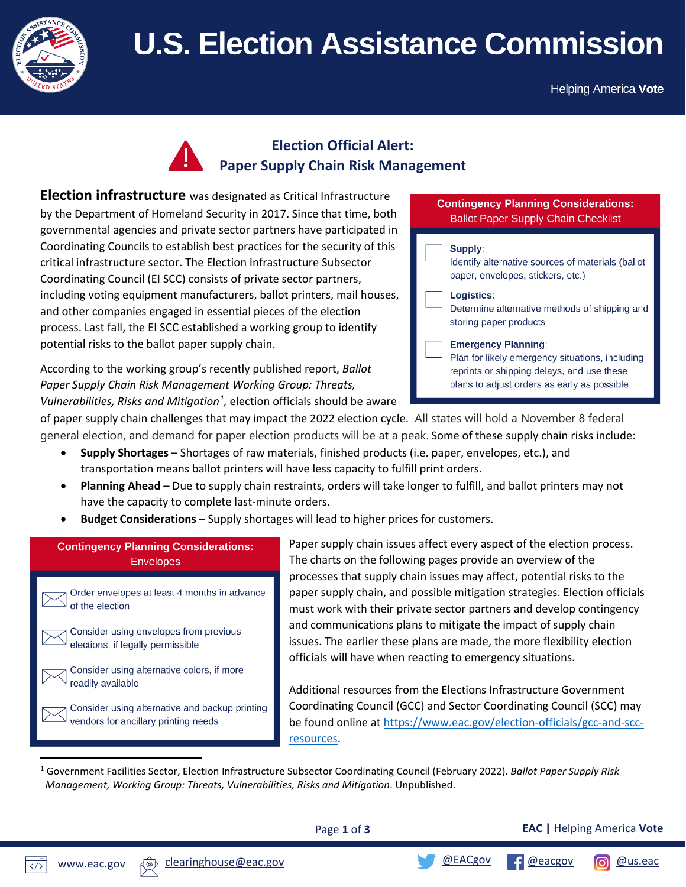# U.S. Election Assistance Commission

Helping America **Vote**

## Election Official Alert: Paper Supply Chain Risk Management

**Election infrastructure** was designated as Critical Infrastructure by the Department of Homeland Security in 2017. Since that time, both governmental agencies and private sector partners have participated in Coordinating Councils to establish best practices for the security of this critical infrastructure sector. The Election Infrastructure Subsector Coordinating Council (EI SCC) consists of private sector partners, including voting equipment manufacturers, ballot printers, mail houses, and other companies engaged in essential pieces of the election process. Last fall, the EI SCC established a working group to identify potential risks to the ballot paper supply chain.

According to the working group's recently published report, *Ballot Paper Supply Chain Risk Management Working Group: Threats, Vulnerabilities, Risks and Mitigation*[1], election officials should be aware of paper supply chain challenges that may impact the 2022 election cycle. All states will hold a November 8 federal general election, and demand for paper election products will be at a peak. Some of these supply chain risks include:

- **Supply Shortages** – Shortages of raw materials, finished products (i.e. paper, envelopes, etc.), and transportation means ballot printers will have less capacity to fulfill print orders.
- **Planning Ahead** – Due to supply chain restraints, orders will take longer to fulfill, and ballot printers may not have the capacity to complete last-minute orders.
- **Budget Considerations** – Supply shortages will lead to higher prices for customers.

### Contingency Planning Considerations: Ballot Paper Supply Chain Checklist

- [ ] **Supply**: Identify alternative sources of materials (ballot paper, envelopes, stickers, etc.)
- [ ] **Logistics**: Determine alternative methods of shipping and storing paper products
- [ ] **Emergency Planning**: Plan for likely emergency situations, including reprints or shipping delays, and use these plans to adjust orders as early as possible

Paper supply chain issues affect every aspect of the election process. The charts on the following pages provide an overview of the processes that supply chain issues may affect, potential risks to the paper supply chain, and possible mitigation strategies. Election officials must work with their private sector partners and develop contingency and communications plans to mitigate the impact of supply chain issues. The earlier these plans are made, the more flexibility election officials will have when reacting to emergency situations.

Additional resources from the Elections Infrastructure Government Coordinating Council (GCC) and Sector Coordinating Council (SCC) may be found online at https://www.eac.gov/election-officials/gcc-and-scc-resources.

### Contingency Planning Considerations: Envelopes

- Order envelopes at least 4 months in advance of the election
- Consider using envelopes from previous elections, if legally permissible
- Consider using alternative colors, if more readily available
- Consider using alternative and backup printing vendors for ancillary printing needs

---

[1] Government Facilities Sector, Election Infrastructure Subsector Coordinating Council (February 2022). *Ballot Paper Supply Risk Management, Working Group: Threats, Vulnerabilities, Risks and Mitigation*. Unpublished.

www.eac.gov | clearinghouse@eac.gov | @EACgov | @eacgov | @us.eac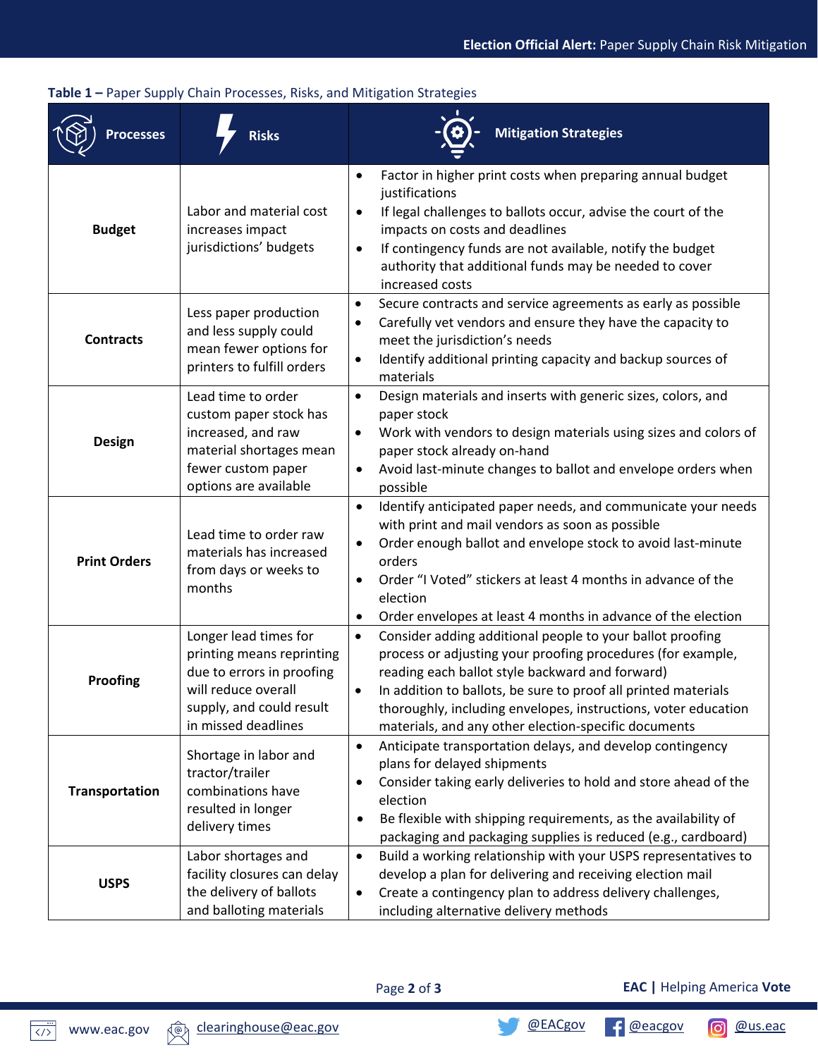**Table 1 –** Paper Supply Chain Processes, Risks, and Mitigation Strategies

| Processes | Risks | Mitigation Strategies |
|---|---|---|
| **Budget** | Labor and material cost increases impact jurisdictions' budgets | • Factor in higher print costs when preparing annual budget justifications<br>• If legal challenges to ballots occur, advise the court of the impacts on costs and deadlines<br>• If contingency funds are not available, notify the budget authority that additional funds may be needed to cover increased costs |
| **Contracts** | Less paper production and less supply could mean fewer options for printers to fulfill orders | • Secure contracts and service agreements as early as possible<br>• Carefully vet vendors and ensure they have the capacity to meet the jurisdiction's needs<br>• Identify additional printing capacity and backup sources of materials |
| **Design** | Lead time to order custom paper stock has increased, and raw material shortages mean fewer custom paper options are available | • Design materials and inserts with generic sizes, colors, and paper stock<br>• Work with vendors to design materials using sizes and colors of paper stock already on-hand<br>• Avoid last-minute changes to ballot and envelope orders when possible |
| **Print Orders** | Lead time to order raw materials has increased from days or weeks to months | • Identify anticipated paper needs, and communicate your needs with print and mail vendors as soon as possible<br>• Order enough ballot and envelope stock to avoid last-minute orders<br>• Order "I Voted" stickers at least 4 months in advance of the election<br>• Order envelopes at least 4 months in advance of the election |
| **Proofing** | Longer lead times for printing means reprinting due to errors in proofing will reduce overall supply, and could result in missed deadlines | • Consider adding additional people to your ballot proofing process or adjusting your proofing procedures (for example, reading each ballot style backward and forward)<br>• In addition to ballots, be sure to proof all printed materials thoroughly, including envelopes, instructions, voter education materials, and any other election-specific documents |
| **Transportation** | Shortage in labor and tractor/trailer combinations have resulted in longer delivery times | • Anticipate transportation delays, and develop contingency plans for delayed shipments<br>• Consider taking early deliveries to hold and store ahead of the election<br>• Be flexible with shipping requirements, as the availability of packaging and packaging supplies is reduced (e.g., cardboard) |
| **USPS** | Labor shortages and facility closures can delay the delivery of ballots and balloting materials | • Build a working relationship with your USPS representatives to develop a plan for delivering and receiving election mail<br>• Create a contingency plan to address delivery challenges, including alternative delivery methods |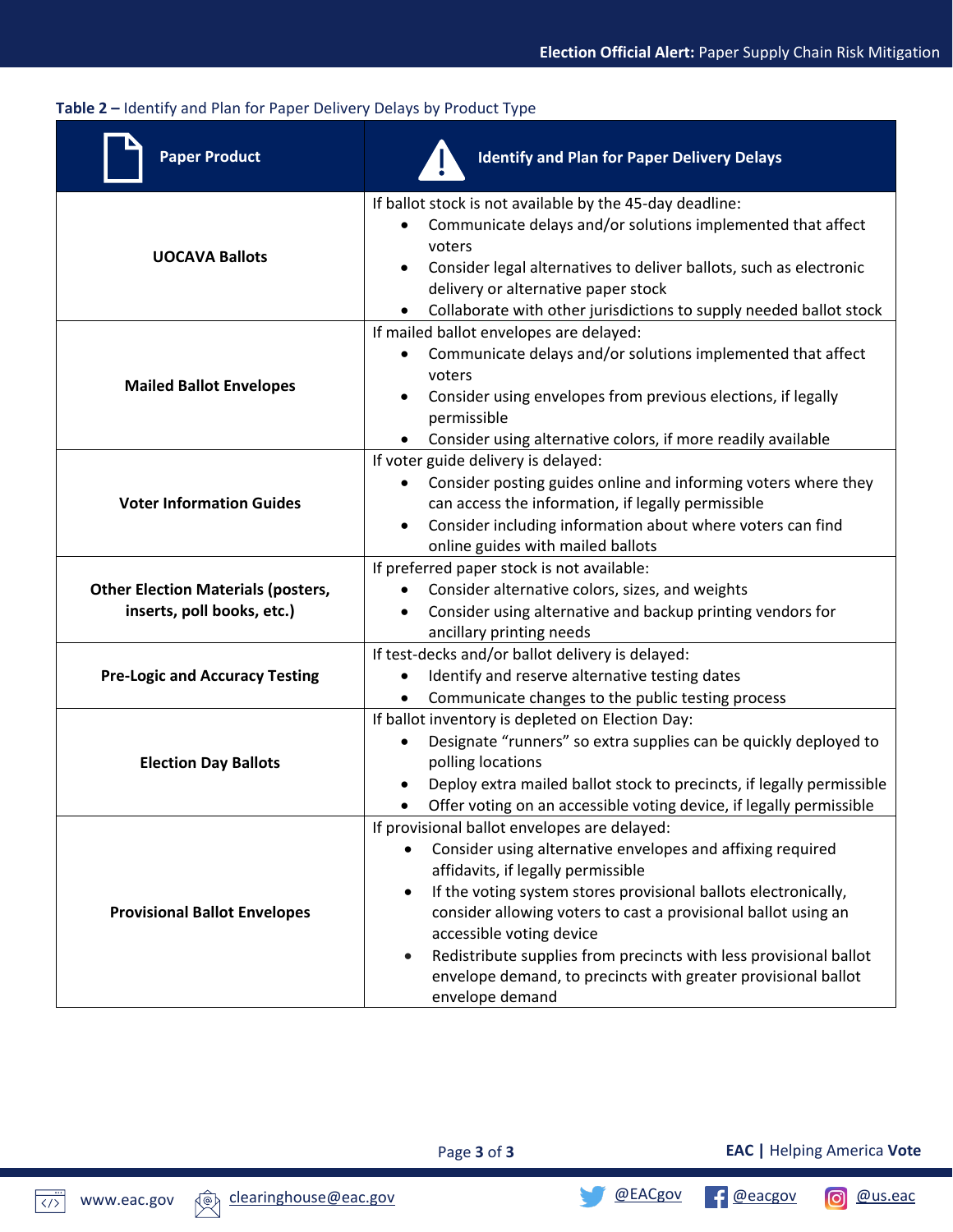**Table 2 –** Identify and Plan for Paper Delivery Delays by Product Type

| Paper Product | Identify and Plan for Paper Delivery Delays |
|---|---|
| **UOCAVA Ballots** | If ballot stock is not available by the 45-day deadline:<br>• Communicate delays and/or solutions implemented that affect voters<br>• Consider legal alternatives to deliver ballots, such as electronic delivery or alternative paper stock<br>• Collaborate with other jurisdictions to supply needed ballot stock |
| **Mailed Ballot Envelopes** | If mailed ballot envelopes are delayed:<br>• Communicate delays and/or solutions implemented that affect voters<br>• Consider using envelopes from previous elections, if legally permissible<br>• Consider using alternative colors, if more readily available |
| **Voter Information Guides** | If voter guide delivery is delayed:<br>• Consider posting guides online and informing voters where they can access the information, if legally permissible<br>• Consider including information about where voters can find online guides with mailed ballots |
| **Other Election Materials (posters, inserts, poll books, etc.)** | If preferred paper stock is not available:<br>• Consider alternative colors, sizes, and weights<br>• Consider using alternative and backup printing vendors for ancillary printing needs |
| **Pre-Logic and Accuracy Testing** | If test-decks and/or ballot delivery is delayed:<br>• Identify and reserve alternative testing dates<br>• Communicate changes to the public testing process |
| **Election Day Ballots** | If ballot inventory is depleted on Election Day:<br>• Designate "runners" so extra supplies can be quickly deployed to polling locations<br>• Deploy extra mailed ballot stock to precincts, if legally permissible<br>• Offer voting on an accessible voting device, if legally permissible |
| **Provisional Ballot Envelopes** | If provisional ballot envelopes are delayed:<br>• Consider using alternative envelopes and affixing required affidavits, if legally permissible<br>• If the voting system stores provisional ballots electronically, consider allowing voters to cast a provisional ballot using an accessible voting device<br>• Redistribute supplies from precincts with less provisional ballot envelope demand, to precincts with greater provisional ballot envelope demand |